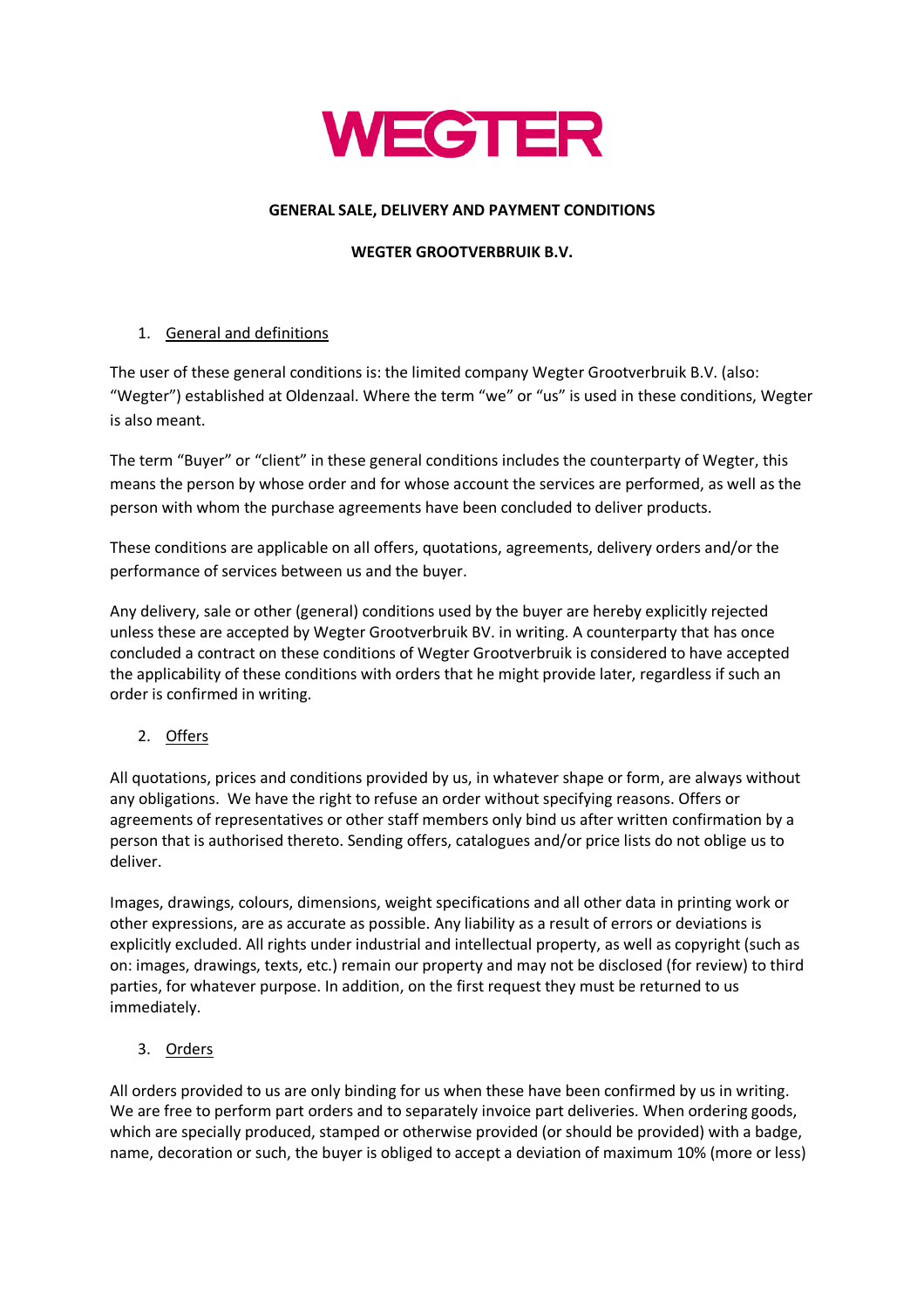# WEGTER

**GENERAL SALE, DELIVERY AND PAYMENT CONDITIONS**

**WEGTER GROOTVERBRUIK B.V.**

1. General and definitions

The user of these general conditions is: the limited company Wegter Grootverbruik B.V. (also: "Wegter") established at Oldenzaal. Where the term "we" or "us" is used in these conditions, Wegter is also meant.

The term "Buyer" or "client" in these general conditions includes the counterparty of Wegter, this means the person by whose order and for whose account the services are performed, as well as the person with whom the purchase agreements have been concluded to deliver products.

These conditions are applicable on all offers, quotations, agreements, delivery orders and/or the performance of services between us and the buyer.

Any delivery, sale or other (general) conditions used by the buyer are hereby explicitly rejected unless these are accepted by Wegter Grootverbruik BV. in writing. A counterparty that has once concluded a contract on these conditions of Wegter Grootverbruik is considered to have accepted the applicability of these conditions with orders that he might provide later, regardless if such an order is confirmed in writing.

2. Offers

All quotations, prices and conditions provided by us, in whatever shape or form, are always without any obligations. We have the right to refuse an order without specifying reasons. Offers or agreements of representatives or other staff members only bind us after written confirmation by a person that is authorised thereto. Sending offers, catalogues and/or price lists do not oblige us to deliver.

Images, drawings, colours, dimensions, weight specifications and all other data in printing work or other expressions, are as accurate as possible. Any liability as a result of errors or deviations is explicitly excluded. All rights under industrial and intellectual property, as well as copyright (such as on: images, drawings, texts, etc.) remain our property and may not be disclosed (for review) to third parties, for whatever purpose. In addition, on the first request they must be returned to us immediately.

3. Orders

All orders provided to us are only binding for us when these have been confirmed by us in writing. We are free to perform part orders and to separately invoice part deliveries. When ordering goods, which are specially produced, stamped or otherwise provided (or should be provided) with a badge, name, decoration or such, the buyer is obliged to accept a deviation of maximum 10% (more or less)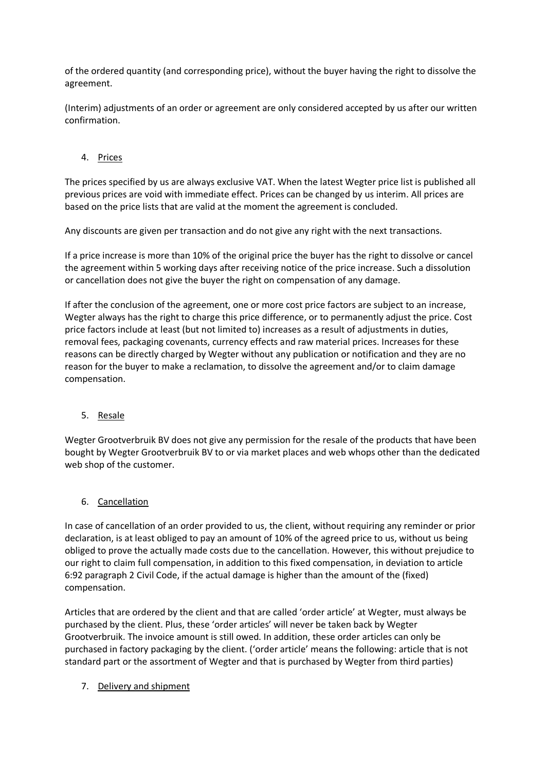of the ordered quantity (and corresponding price), without the buyer having the right to dissolve the agreement.

(Interim) adjustments of an order or agreement are only considered accepted by us after our written confirmation.

4. Prices

The prices specified by us are always exclusive VAT. When the latest Wegter price list is published all previous prices are void with immediate effect. Prices can be changed by us interim. All prices are based on the price lists that are valid at the moment the agreement is concluded.

Any discounts are given per transaction and do not give any right with the next transactions.

If a price increase is more than 10% of the original price the buyer has the right to dissolve or cancel the agreement within 5 working days after receiving notice of the price increase. Such a dissolution or cancellation does not give the buyer the right on compensation of any damage.

If after the conclusion of the agreement, one or more cost price factors are subject to an increase, Wegter always has the right to charge this price difference, or to permanently adjust the price. Cost price factors include at least (but not limited to) increases as a result of adjustments in duties, removal fees, packaging covenants, currency effects and raw material prices. Increases for these reasons can be directly charged by Wegter without any publication or notification and they are no reason for the buyer to make a reclamation, to dissolve the agreement and/or to claim damage compensation.

5. Resale

Wegter Grootverbruik BV does not give any permission for the resale of the products that have been bought by Wegter Grootverbruik BV to or via market places and web whops other than the dedicated web shop of the customer.

6. Cancellation

In case of cancellation of an order provided to us, the client, without requiring any reminder or prior declaration, is at least obliged to pay an amount of 10% of the agreed price to us, without us being obliged to prove the actually made costs due to the cancellation. However, this without prejudice to our right to claim full compensation, in addition to this fixed compensation, in deviation to article 6:92 paragraph 2 Civil Code, if the actual damage is higher than the amount of the (fixed) compensation.

Articles that are ordered by the client and that are called 'order article' at Wegter, must always be purchased by the client. Plus, these 'order articles' will never be taken back by Wegter Grootverbruik. The invoice amount is still owed. In addition, these order articles can only be purchased in factory packaging by the client. ('order article' means the following: article that is not standard part or the assortment of Wegter and that is purchased by Wegter from third parties)

7. Delivery and shipment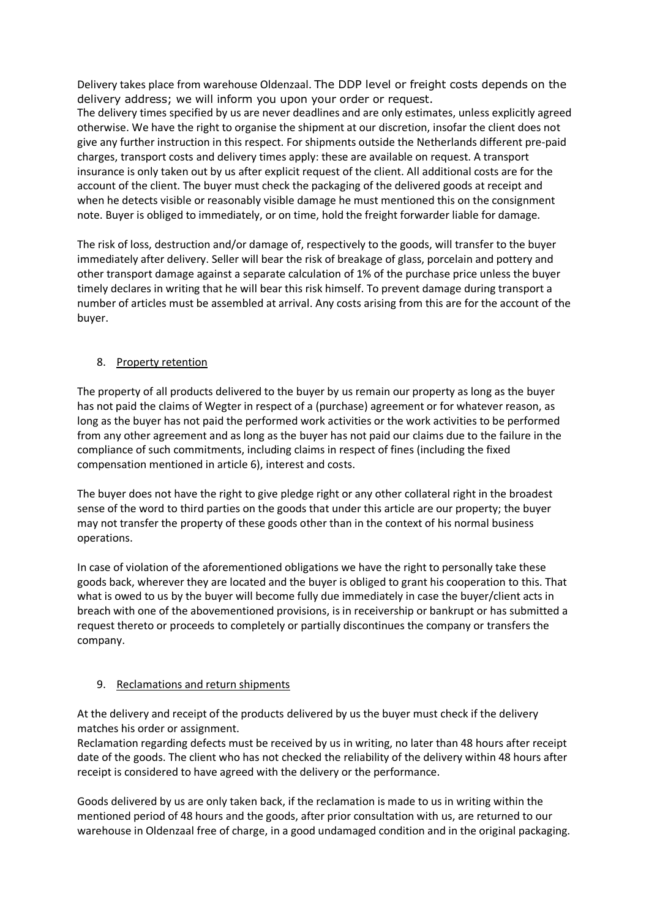Delivery takes place from warehouse Oldenzaal. The DDP level or freight costs depends on the delivery address; we will inform you upon your order or request.
The delivery times specified by us are never deadlines and are only estimates, unless explicitly agreed otherwise. We have the right to organise the shipment at our discretion, insofar the client does not give any further instruction in this respect. For shipments outside the Netherlands different pre-paid charges, transport costs and delivery times apply: these are available on request. A transport insurance is only taken out by us after explicit request of the client. All additional costs are for the account of the client. The buyer must check the packaging of the delivered goods at receipt and when he detects visible or reasonably visible damage he must mentioned this on the consignment note. Buyer is obliged to immediately, or on time, hold the freight forwarder liable for damage.

The risk of loss, destruction and/or damage of, respectively to the goods, will transfer to the buyer immediately after delivery. Seller will bear the risk of breakage of glass, porcelain and pottery and other transport damage against a separate calculation of 1% of the purchase price unless the buyer timely declares in writing that he will bear this risk himself. To prevent damage during transport a number of articles must be assembled at arrival. Any costs arising from this are for the account of the buyer.

## 8. Property retention

The property of all products delivered to the buyer by us remain our property as long as the buyer has not paid the claims of Wegter in respect of a (purchase) agreement or for whatever reason, as long as the buyer has not paid the performed work activities or the work activities to be performed from any other agreement and as long as the buyer has not paid our claims due to the failure in the compliance of such commitments, including claims in respect of fines (including the fixed compensation mentioned in article 6), interest and costs.

The buyer does not have the right to give pledge right or any other collateral right in the broadest sense of the word to third parties on the goods that under this article are our property; the buyer may not transfer the property of these goods other than in the context of his normal business operations.

In case of violation of the aforementioned obligations we have the right to personally take these goods back, wherever they are located and the buyer is obliged to grant his cooperation to this. That what is owed to us by the buyer will become fully due immediately in case the buyer/client acts in breach with one of the abovementioned provisions, is in receivership or bankrupt or has submitted a request thereto or proceeds to completely or partially discontinues the company or transfers the company.

## 9. Reclamations and return shipments

At the delivery and receipt of the products delivered by us the buyer must check if the delivery matches his order or assignment.
Reclamation regarding defects must be received by us in writing, no later than 48 hours after receipt date of the goods. The client who has not checked the reliability of the delivery within 48 hours after receipt is considered to have agreed with the delivery or the performance.

Goods delivered by us are only taken back, if the reclamation is made to us in writing within the mentioned period of 48 hours and the goods, after prior consultation with us, are returned to our warehouse in Oldenzaal free of charge, in a good undamaged condition and in the original packaging.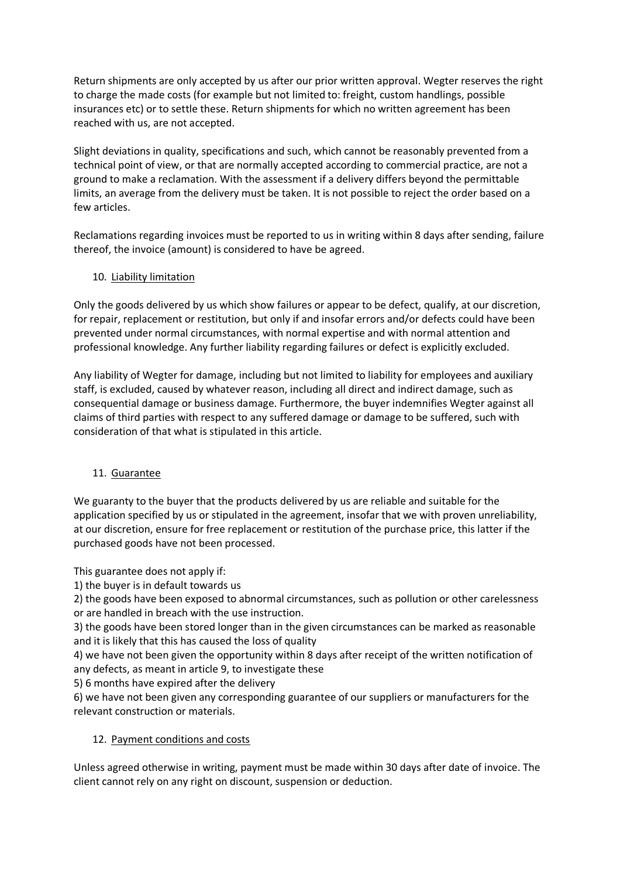Return shipments are only accepted by us after our prior written approval. Wegter reserves the right to charge the made costs (for example but not limited to: freight, custom handlings, possible insurances etc) or to settle these. Return shipments for which no written agreement has been reached with us, are not accepted.

Slight deviations in quality, specifications and such, which cannot be reasonably prevented from a technical point of view, or that are normally accepted according to commercial practice, are not a ground to make a reclamation. With the assessment if a delivery differs beyond the permittable limits, an average from the delivery must be taken. It is not possible to reject the order based on a few articles.

Reclamations regarding invoices must be reported to us in writing within 8 days after sending, failure thereof, the invoice (amount) is considered to have be agreed.

## 10. Liability limitation

Only the goods delivered by us which show failures or appear to be defect, qualify, at our discretion, for repair, replacement or restitution, but only if and insofar errors and/or defects could have been prevented under normal circumstances, with normal expertise and with normal attention and professional knowledge. Any further liability regarding failures or defect is explicitly excluded.

Any liability of Wegter for damage, including but not limited to liability for employees and auxiliary staff, is excluded, caused by whatever reason, including all direct and indirect damage, such as consequential damage or business damage. Furthermore, the buyer indemnifies Wegter against all claims of third parties with respect to any suffered damage or damage to be suffered, such with consideration of that what is stipulated in this article.

## 11. Guarantee

We guaranty to the buyer that the products delivered by us are reliable and suitable for the application specified by us or stipulated in the agreement, insofar that we with proven unreliability, at our discretion, ensure for free replacement or restitution of the purchase price, this latter if the purchased goods have not been processed.

This guarantee does not apply if:

1) the buyer is in default towards us
2) the goods have been exposed to abnormal circumstances, such as pollution or other carelessness or are handled in breach with the use instruction.
3) the goods have been stored longer than in the given circumstances can be marked as reasonable and it is likely that this has caused the loss of quality
4) we have not been given the opportunity within 8 days after receipt of the written notification of any defects, as meant in article 9, to investigate these
5) 6 months have expired after the delivery
6) we have not been given any corresponding guarantee of our suppliers or manufacturers for the relevant construction or materials.

## 12. Payment conditions and costs

Unless agreed otherwise in writing, payment must be made within 30 days after date of invoice. The client cannot rely on any right on discount, suspension or deduction.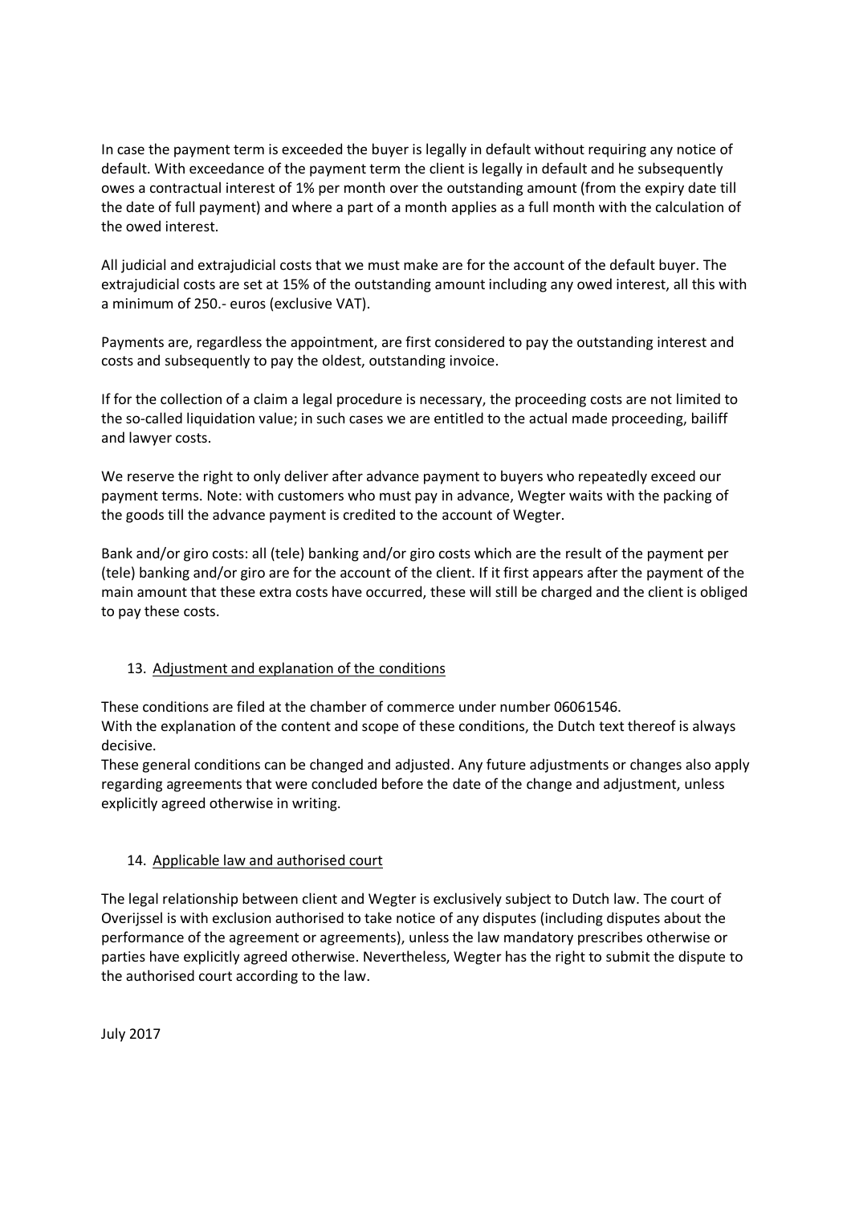In case the payment term is exceeded the buyer is legally in default without requiring any notice of default. With exceedance of the payment term the client is legally in default and he subsequently owes a contractual interest of 1% per month over the outstanding amount (from the expiry date till the date of full payment) and where a part of a month applies as a full month with the calculation of the owed interest.

All judicial and extrajudicial costs that we must make are for the account of the default buyer. The extrajudicial costs are set at 15% of the outstanding amount including any owed interest, all this with a minimum of 250.- euros (exclusive VAT).

Payments are, regardless the appointment, are first considered to pay the outstanding interest and costs and subsequently to pay the oldest, outstanding invoice.

If for the collection of a claim a legal procedure is necessary, the proceeding costs are not limited to the so-called liquidation value; in such cases we are entitled to the actual made proceeding, bailiff and lawyer costs.

We reserve the right to only deliver after advance payment to buyers who repeatedly exceed our payment terms. Note: with customers who must pay in advance, Wegter waits with the packing of the goods till the advance payment is credited to the account of Wegter.

Bank and/or giro costs: all (tele) banking and/or giro costs which are the result of the payment per (tele) banking and/or giro are for the account of the client. If it first appears after the payment of the main amount that these extra costs have occurred, these will still be charged and the client is obliged to pay these costs.

## 13. Adjustment and explanation of the conditions

These conditions are filed at the chamber of commerce under number 06061546.
With the explanation of the content and scope of these conditions, the Dutch text thereof is always decisive.
These general conditions can be changed and adjusted. Any future adjustments or changes also apply regarding agreements that were concluded before the date of the change and adjustment, unless explicitly agreed otherwise in writing.

## 14. Applicable law and authorised court

The legal relationship between client and Wegter is exclusively subject to Dutch law. The court of Overijssel is with exclusion authorised to take notice of any disputes (including disputes about the performance of the agreement or agreements), unless the law mandatory prescribes otherwise or parties have explicitly agreed otherwise. Nevertheless, Wegter has the right to submit the dispute to the authorised court according to the law.

July 2017